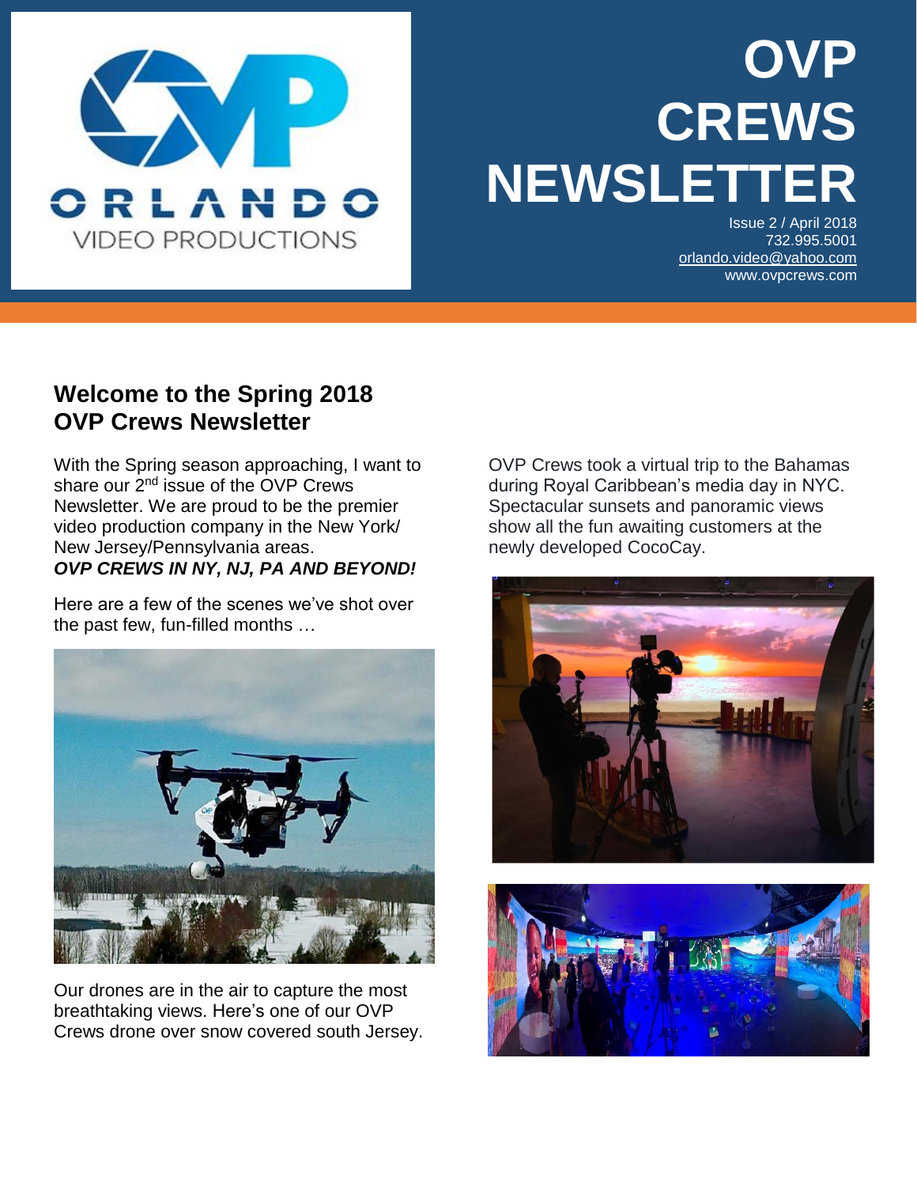# OVP CREWS NEWSLETTER

Issue 2 / April 2018
732.995.5001
orlando.video@yahoo.com
www.ovpcrews.com

## Welcome to the Spring 2018 OVP Crews Newsletter

With the Spring season approaching, I want to share our 2nd issue of the OVP Crews Newsletter. We are proud to be the premier video production company in the New York/ New Jersey/Pennsylvania areas.
***OVP CREWS IN NY, NJ, PA AND BEYOND!***

Here are a few of the scenes we've shot over the past few, fun-filled months …

Our drones are in the air to capture the most breathtaking views. Here's one of our OVP Crews drone over snow covered south Jersey.

OVP Crews took a virtual trip to the Bahamas during Royal Caribbean's media day in NYC. Spectacular sunsets and panoramic views show all the fun awaiting customers at the newly developed CocoCay.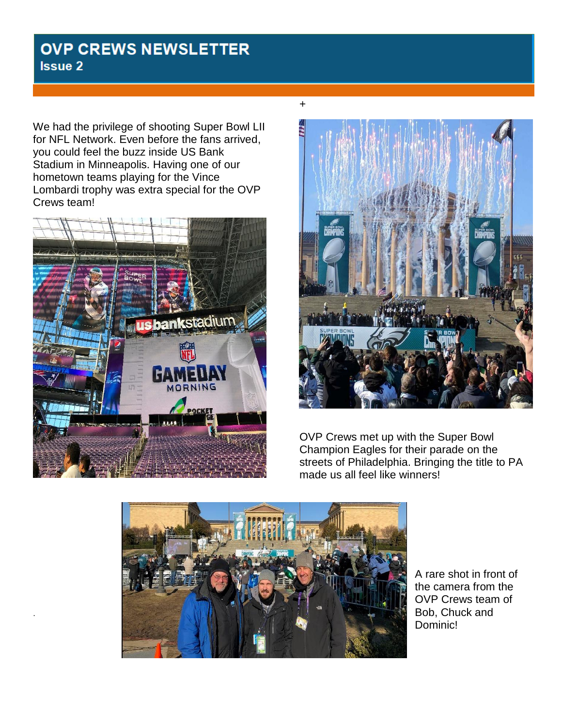# OVP CREWS NEWSLETTER

## Issue 2

+

We had the privilege of shooting Super Bowl LII for NFL Network. Even before the fans arrived, you could feel the buzz inside US Bank Stadium in Minneapolis. Having one of our hometown teams playing for the Vince Lombardi trophy was extra special for the OVP Crews team!

OVP Crews met up with the Super Bowl Champion Eagles for their parade on the streets of Philadelphia. Bringing the title to PA made us all feel like winners!

A rare shot in front of the camera from the OVP Crews team of Bob, Chuck and Dominic!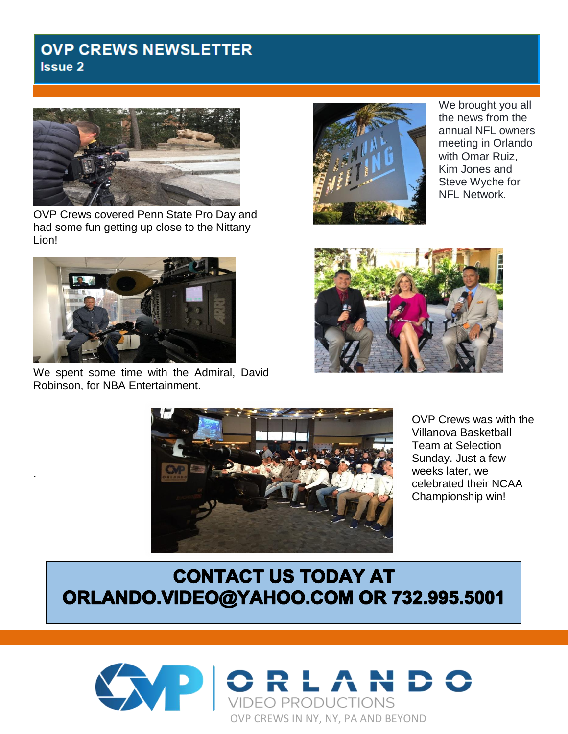# OVP CREWS NEWSLETTER

**Issue 2**

OVP Crews covered Penn State Pro Day and had some fun getting up close to the Nittany Lion!

We brought you all the news from the annual NFL owners meeting in Orlando with Omar Ruiz, Kim Jones and Steve Wyche for NFL Network.

We spent some time with the Admiral, David Robinson, for NBA Entertainment.

.

OVP Crews was with the Villanova Basketball Team at Selection Sunday. Just a few weeks later, we celebrated their NCAA Championship win!

## CONTACT US TODAY AT ORLANDO.VIDEO@YAHOO.COM OR 732.995.5001

ORLANDO VIDEO PRODUCTIONS

OVP CREWS IN NY, NY, PA AND BEYOND